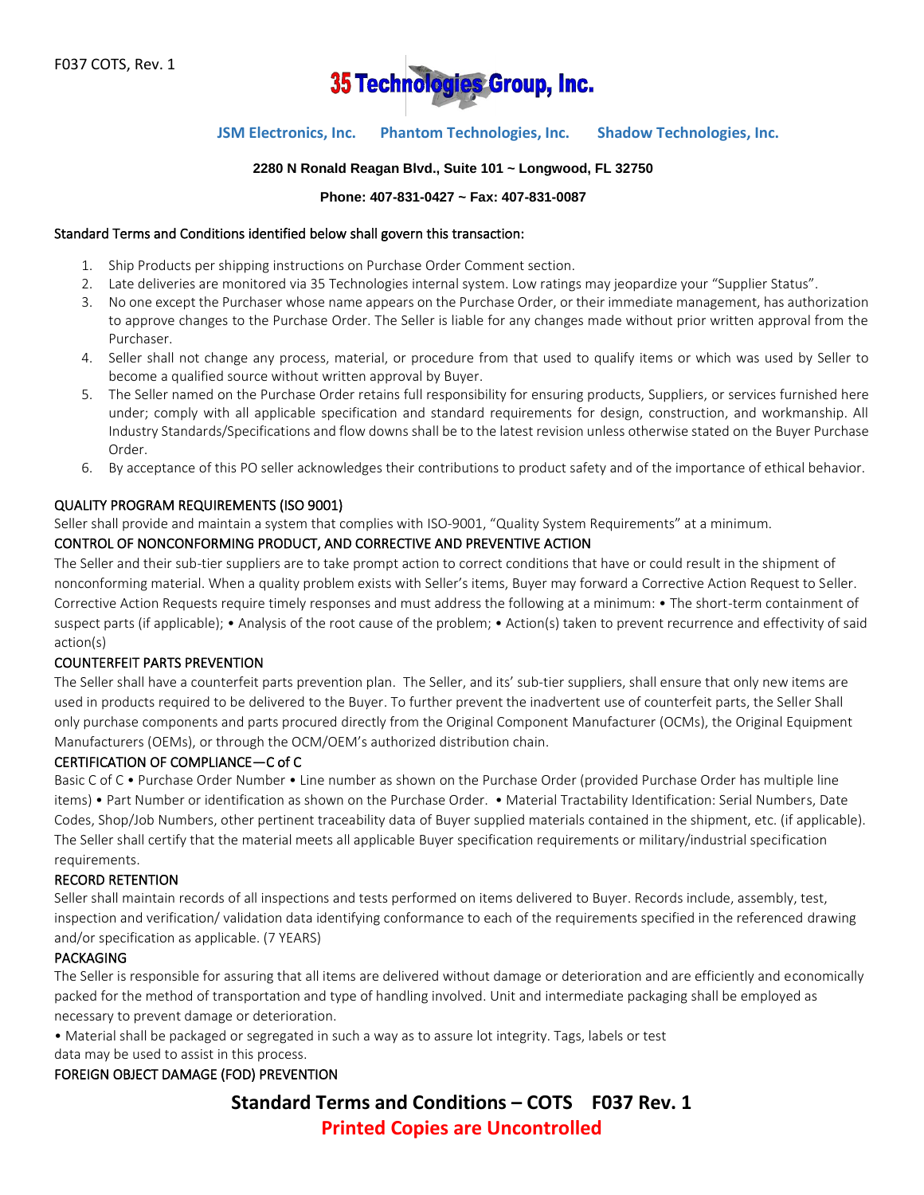F037 COTS, Rev. 1

# 35 Technologies Group, Inc.

**JSM Electronics, Inc.** **Phantom Technologies, Inc.** **Shadow Technologies, Inc.**

**2280 N Ronald Reagan Blvd., Suite 101 ~ Longwood, FL 32750**

**Phone: 407-831-0427 ~ Fax: 407-831-0087**

Standard Terms and Conditions identified below shall govern this transaction:

1. Ship Products per shipping instructions on Purchase Order Comment section.
2. Late deliveries are monitored via 35 Technologies internal system. Low ratings may jeopardize your "Supplier Status".
3. No one except the Purchaser whose name appears on the Purchase Order, or their immediate management, has authorization to approve changes to the Purchase Order. The Seller is liable for any changes made without prior written approval from the Purchaser.
4. Seller shall not change any process, material, or procedure from that used to qualify items or which was used by Seller to become a qualified source without written approval by Buyer.
5. The Seller named on the Purchase Order retains full responsibility for ensuring products, Suppliers, or services furnished here under; comply with all applicable specification and standard requirements for design, construction, and workmanship. All Industry Standards/Specifications and flow downs shall be to the latest revision unless otherwise stated on the Buyer Purchase Order.
6. By acceptance of this PO seller acknowledges their contributions to product safety and of the importance of ethical behavior.

## QUALITY PROGRAM REQUIREMENTS (ISO 9001)

Seller shall provide and maintain a system that complies with ISO-9001, "Quality System Requirements" at a minimum.

## CONTROL OF NONCONFORMING PRODUCT, AND CORRECTIVE AND PREVENTIVE ACTION

The Seller and their sub-tier suppliers are to take prompt action to correct conditions that have or could result in the shipment of nonconforming material. When a quality problem exists with Seller's items, Buyer may forward a Corrective Action Request to Seller. Corrective Action Requests require timely responses and must address the following at a minimum: • The short-term containment of suspect parts (if applicable); • Analysis of the root cause of the problem; • Action(s) taken to prevent recurrence and effectivity of said action(s)

## COUNTERFEIT PARTS PREVENTION

The Seller shall have a counterfeit parts prevention plan. The Seller, and its' sub-tier suppliers, shall ensure that only new items are used in products required to be delivered to the Buyer. To further prevent the inadvertent use of counterfeit parts, the Seller Shall only purchase components and parts procured directly from the Original Component Manufacturer (OCMs), the Original Equipment Manufacturers (OEMs), or through the OCM/OEM's authorized distribution chain.

## CERTIFICATION OF COMPLIANCE—C of C

Basic C of C • Purchase Order Number • Line number as shown on the Purchase Order (provided Purchase Order has multiple line items) • Part Number or identification as shown on the Purchase Order. • Material Tractability Identification: Serial Numbers, Date Codes, Shop/Job Numbers, other pertinent traceability data of Buyer supplied materials contained in the shipment, etc. (if applicable). The Seller shall certify that the material meets all applicable Buyer specification requirements or military/industrial specification requirements.

## RECORD RETENTION

Seller shall maintain records of all inspections and tests performed on items delivered to Buyer. Records include, assembly, test, inspection and verification/ validation data identifying conformance to each of the requirements specified in the referenced drawing and/or specification as applicable. (7 YEARS)

## PACKAGING

The Seller is responsible for assuring that all items are delivered without damage or deterioration and are efficiently and economically packed for the method of transportation and type of handling involved. Unit and intermediate packaging shall be employed as necessary to prevent damage or deterioration.

• Material shall be packaged or segregated in such a way as to assure lot integrity. Tags, labels or test data may be used to assist in this process.

## FOREIGN OBJECT DAMAGE (FOD) PREVENTION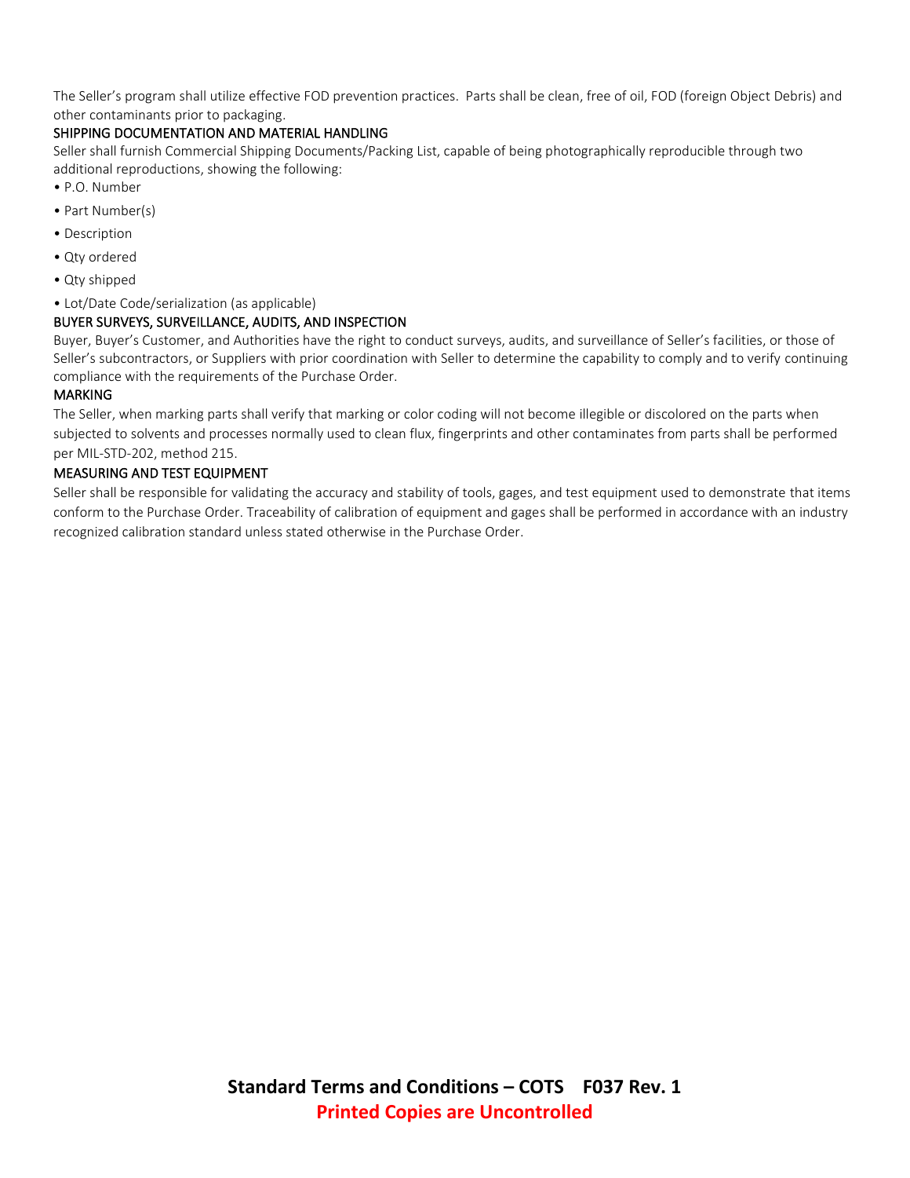The Seller's program shall utilize effective FOD prevention practices. Parts shall be clean, free of oil, FOD (foreign Object Debris) and other contaminants prior to packaging.

## SHIPPING DOCUMENTATION AND MATERIAL HANDLING

Seller shall furnish Commercial Shipping Documents/Packing List, capable of being photographically reproducible through two additional reproductions, showing the following:

- P.O. Number
- Part Number(s)
- Description
- Qty ordered
- Qty shipped
- Lot/Date Code/serialization (as applicable)

## BUYER SURVEYS, SURVEILLANCE, AUDITS, AND INSPECTION

Buyer, Buyer's Customer, and Authorities have the right to conduct surveys, audits, and surveillance of Seller's facilities, or those of Seller's subcontractors, or Suppliers with prior coordination with Seller to determine the capability to comply and to verify continuing compliance with the requirements of the Purchase Order.

## MARKING

The Seller, when marking parts shall verify that marking or color coding will not become illegible or discolored on the parts when subjected to solvents and processes normally used to clean flux, fingerprints and other contaminates from parts shall be performed per MIL-STD-202, method 215.

## MEASURING AND TEST EQUIPMENT

Seller shall be responsible for validating the accuracy and stability of tools, gages, and test equipment used to demonstrate that items conform to the Purchase Order. Traceability of calibration of equipment and gages shall be performed in accordance with an industry recognized calibration standard unless stated otherwise in the Purchase Order.